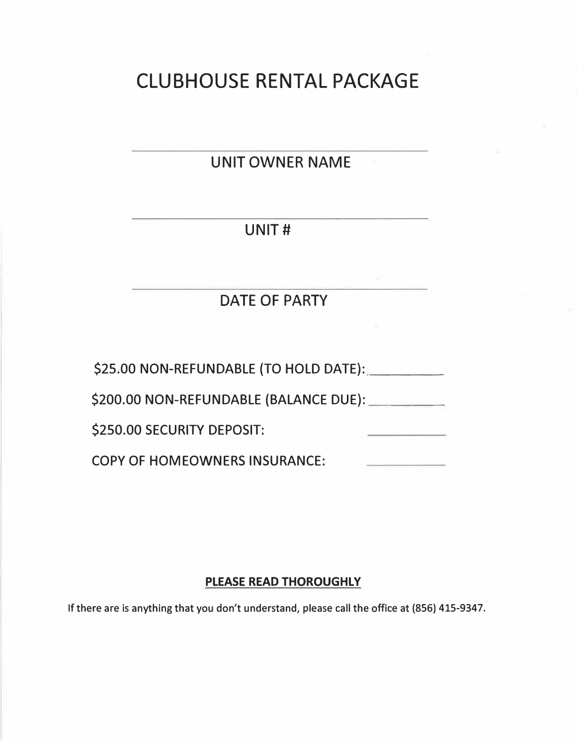# CLUBHOUSE RENTAL PACKAGE

\_\_\_\_\_\_\_\_\_\_\_\_\_\_\_\_\_\_\_\_\_\_\_\_\_\_\_\_\_\_\_\_\_\_\_\_\_\_\_\_

UNIT OWNER NAME

\_\_\_\_\_\_\_\_\_\_\_\_\_\_\_\_\_\_\_\_\_\_\_\_\_\_\_\_\_\_\_\_\_\_\_\_\_\_\_\_

UNIT #

\_\_\_\_\_\_\_\_\_\_\_\_\_\_\_\_\_\_\_\_\_\_\_\_\_\_\_\_\_\_\_\_\_\_\_\_\_\_\_\_

DATE OF PARTY

$25.00 NON-REFUNDABLE (TO HOLD DATE): \_\_\_\_\_\_\_\_\_\_

$200.00 NON-REFUNDABLE (BALANCE DUE): \_\_\_\_\_\_\_\_\_\_

$250.00 SECURITY DEPOSIT: \_\_\_\_\_\_\_\_\_\_

COPY OF HOMEOWNERS INSURANCE: \_\_\_\_\_\_\_\_\_\_

**PLEASE READ THOROUGHLY**

**If there are is anything that you don't understand, please call the office at (856) 415-9347.**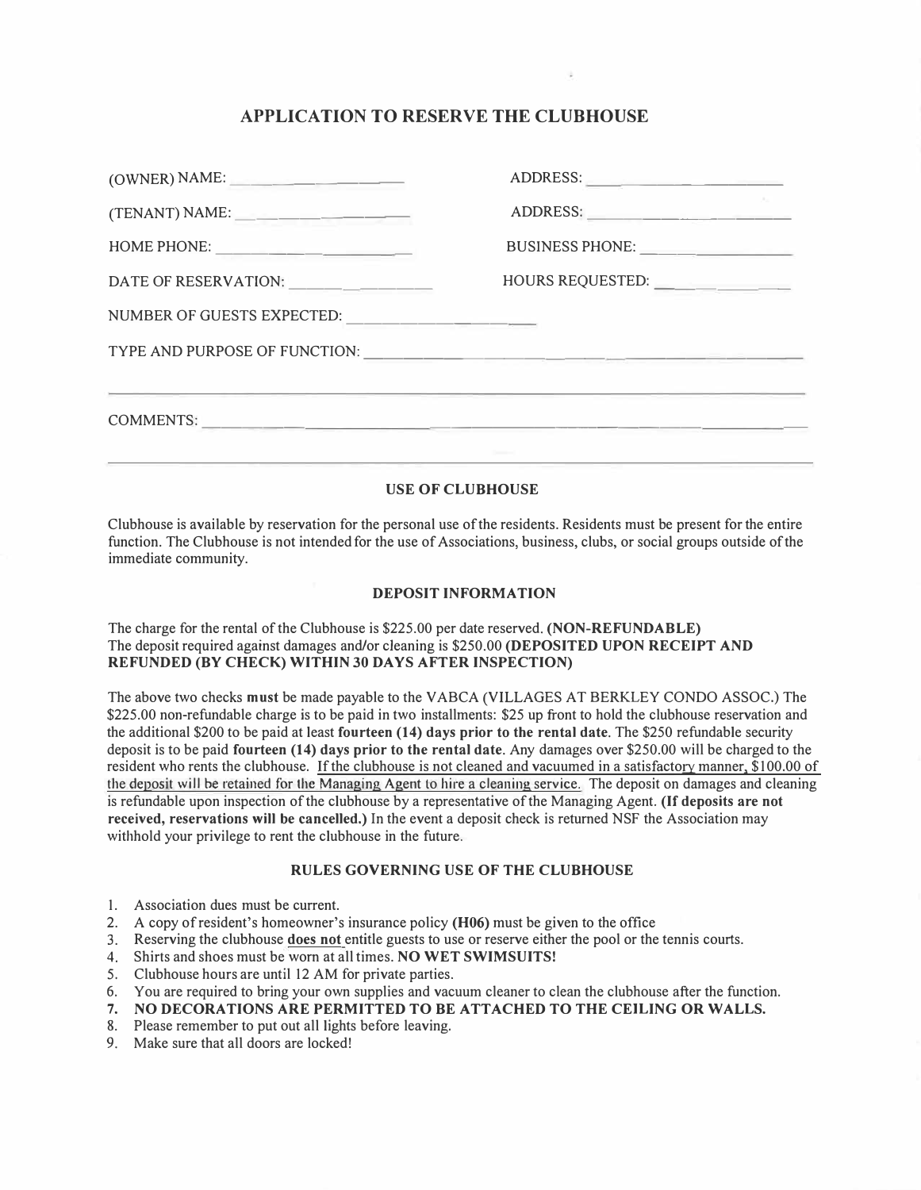# APPLICATION TO RESERVE THE CLUBHOUSE

(OWNER) NAME: ____________________ ADDRESS: ____________________

(TENANT) NAME: ____________________ ADDRESS: ____________________

HOME PHONE: ____________________ BUSINESS PHONE: ____________________

DATE OF RESERVATION: ____________________ HOURS REQUESTED: ____________________

NUMBER OF GUESTS EXPECTED: ____________________

TYPE AND PURPOSE OF FUNCTION: ________________________________________

________________________________________________________________

COMMENTS: ________________________________________________________

________________________________________________________________

### USE OF CLUBHOUSE

Clubhouse is available by reservation for the personal use of the residents. Residents must be present for the entire function. The Clubhouse is not intended for the use of Associations, business, clubs, or social groups outside of the immediate community.

### DEPOSIT INFORMATION

The charge for the rental of the Clubhouse is $225.00 per date reserved. **(NON-REFUNDABLE)**
The deposit required against damages and/or cleaning is $250.00 **(DEPOSITED UPON RECEIPT AND REFUNDED (BY CHECK) WITHIN 30 DAYS AFTER INSPECTION)**

The above two checks **must** be made payable to the VABCA (VILLAGES AT BERKLEY CONDO ASSOC.) The $225.00 non-refundable charge is to be paid in two installments: $25 up front to hold the clubhouse reservation and the additional $200 to be paid at least **fourteen (14) days prior to the rental date**. The $250 refundable security deposit is to be paid **fourteen (14) days prior to the rental date**. Any damages over $250.00 will be charged to the resident who rents the clubhouse. <u>If the clubhouse is not cleaned and vacuumed in a satisfactory manner, $100.00 of the deposit will be retained for the Managing Agent to hire a cleaning service.</u> The deposit on damages and cleaning is refundable upon inspection of the clubhouse by a representative of the Managing Agent. **(If deposits are not received, reservations will be cancelled.)** In the event a deposit check is returned NSF the Association may withhold your privilege to rent the clubhouse in the future.

### RULES GOVERNING USE OF THE CLUBHOUSE

1. Association dues must be current.
2. A copy of resident's homeowner's insurance policy **(H06)** must be given to the office
3. Reserving the clubhouse **<u>does not</u>** entitle guests to use or reserve either the pool or the tennis courts.
4. Shirts and shoes must be worn at all times. **NO WET SWIMSUITS!**
5. Clubhouse hours are until 12 AM for private parties.
6. You are required to bring your own supplies and vacuum cleaner to clean the clubhouse after the function.
7. **NO DECORATIONS ARE PERMITTED TO BE ATTACHED TO THE CEILING OR WALLS.**
8. Please remember to put out all lights before leaving.
9. Make sure that all doors are locked!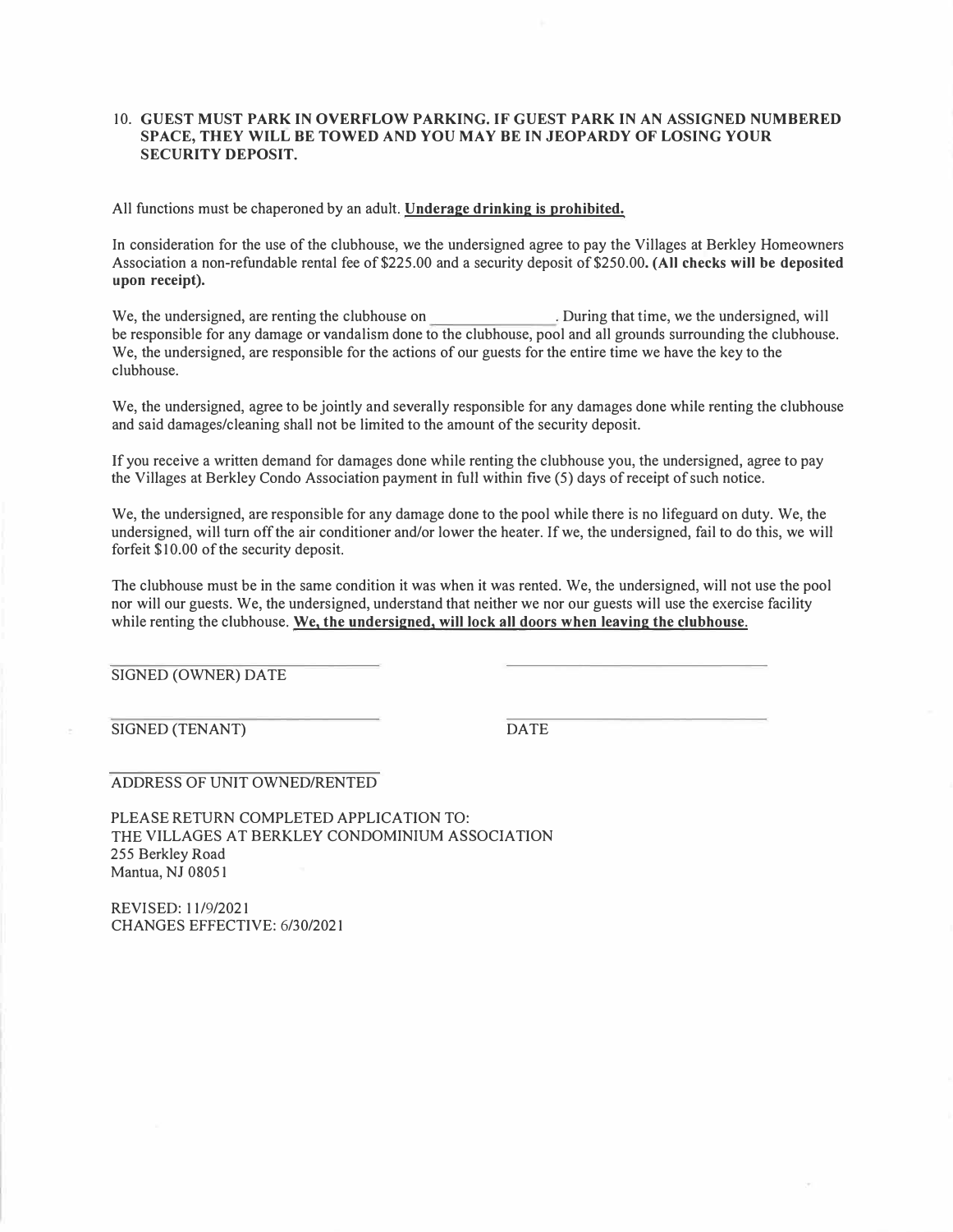10. **GUEST MUST PARK IN OVERFLOW PARKING. IF GUEST PARK IN AN ASSIGNED NUMBERED SPACE, THEY WILL BE TOWED AND YOU MAY BE IN JEOPARDY OF LOSING YOUR SECURITY DEPOSIT.**

All functions must be chaperoned by an adult. **Underage drinking is prohibited.**

In consideration for the use of the clubhouse, we the undersigned agree to pay the Villages at Berkley Homeowners Association a non-refundable rental fee of $225.00 and a security deposit of $250.00. **(All checks will be deposited upon receipt).**

We, the undersigned, are renting the clubhouse on ______________. During that time, we the undersigned, will be responsible for any damage or vandalism done to the clubhouse, pool and all grounds surrounding the clubhouse. We, the undersigned, are responsible for the actions of our guests for the entire time we have the key to the clubhouse.

We, the undersigned, agree to be jointly and severally responsible for any damages done while renting the clubhouse and said damages/cleaning shall not be limited to the amount of the security deposit.

If you receive a written demand for damages done while renting the clubhouse you, the undersigned, agree to pay the Villages at Berkley Condo Association payment in full within five (5) days of receipt of such notice.

We, the undersigned, are responsible for any damage done to the pool while there is no lifeguard on duty. We, the undersigned, will turn off the air conditioner and/or lower the heater. If we, the undersigned, fail to do this, we will forfeit $10.00 of the security deposit.

The clubhouse must be in the same condition it was when it was rented. We, the undersigned, will not use the pool nor will our guests. We, the undersigned, understand that neither we nor our guests will use the exercise facility while renting the clubhouse. **We, the undersigned, will lock all doors when leaving the clubhouse.**

______________________________ ______________________________

SIGNED (OWNER) DATE

______________________________ ______________________________

SIGNED (TENANT) DATE

______________________________

ADDRESS OF UNIT OWNED/RENTED

PLEASE RETURN COMPLETED APPLICATION TO:
THE VILLAGES AT BERKLEY CONDOMINIUM ASSOCIATION
255 Berkley Road
Mantua, NJ 08051

REVISED: 11/9/2021
CHANGES EFFECTIVE: 6/30/2021